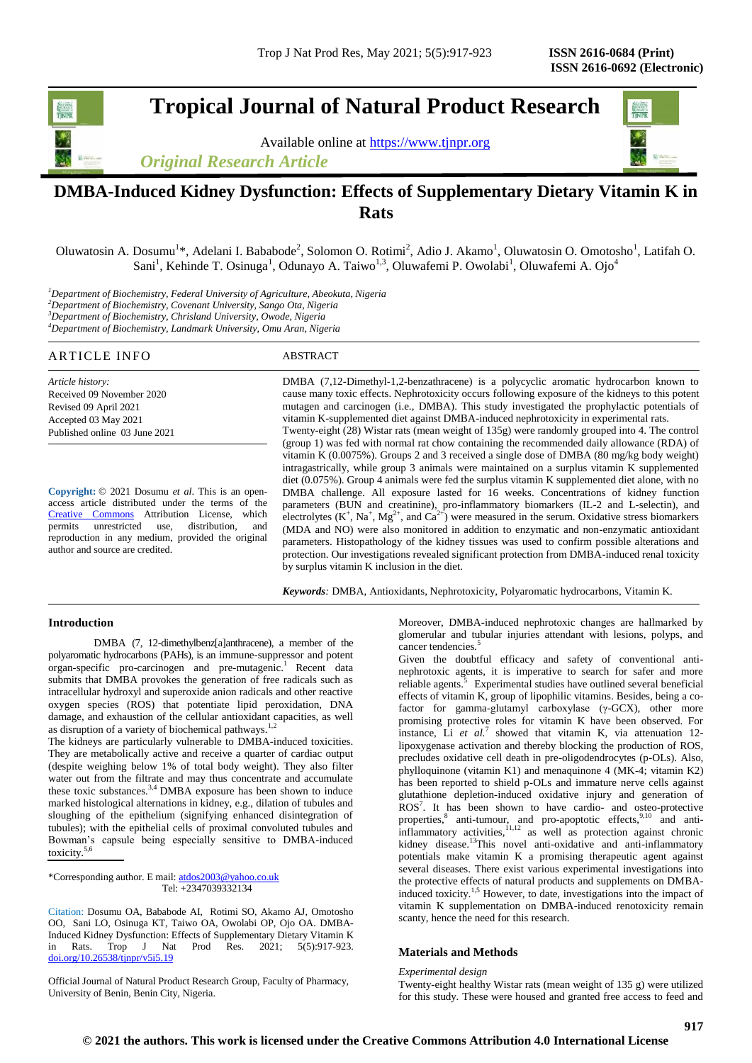# Tropical Journal of Natural Product Research

Available online at https://www.tjnpr.org

*Original Research Article*

## DMBA-Induced Kidney Dysfunction: Effects of Supplementary Dietary Vitamin K in Rats

Oluwatosin A. Dosumu[1]*, Adelani I. Bababode[2], Solomon O. Rotimi[2], Adio J. Akamo[1], Oluwatosin O. Omotosho[1], Latifah O. Sani[1], Kehinde T. Osinuga[1], Odunayo A. Taiwo[1,3], Oluwafemi P. Owolabi[1], Oluwafemi A. Ojo[4]

[1]*Department of Biochemistry, Federal University of Agriculture, Abeokuta, Nigeria*
[2]*Department of Biochemistry, Covenant University, Sango Ota, Nigeria*
[3]*Department of Biochemistry, Chrisland University, Owode, Nigeria*
[4]*Department of Biochemistry, Landmark University, Omu Aran, Nigeria*

### ARTICLE INFO

*Article history:*
Received 09 November 2020
Revised 09 April 2021
Accepted 03 May 2021
Published online 03 June 2021

**Copyright:** © 2021 Dosumu *et al*. This is an open-access article distributed under the terms of the Creative Commons Attribution License, which permits unrestricted use, distribution, and reproduction in any medium, provided the original author and source are credited.

### ABSTRACT

DMBA (7,12-Dimethyl-1,2-benzathracene) is a polycyclic aromatic hydrocarbon known to cause many toxic effects. Nephrotoxicity occurs following exposure of the kidneys to this potent mutagen and carcinogen (i.e., DMBA). This study investigated the prophylactic potentials of vitamin K-supplemented diet against DMBA-induced nephrotoxicity in experimental rats. Twenty-eight (28) Wistar rats (mean weight of 135g) were randomly grouped into 4. The control (group 1) was fed with normal rat chow containing the recommended daily allowance (RDA) of vitamin K (0.0075%). Groups 2 and 3 received a single dose of DMBA (80 mg/kg body weight) intragastrically, while group 3 animals were maintained on a surplus vitamin K supplemented diet (0.075%). Group 4 animals were fed the surplus vitamin K supplemented diet alone, with no DMBA challenge. All exposure lasted for 16 weeks. Concentrations of kidney function parameters (BUN and creatinine), pro-inflammatory biomarkers (IL-2 and L-selectin), and electrolytes ($K^+$, $Na^+$, $Mg^{2+}$, and $Ca^{2+}$) were measured in the serum. Oxidative stress biomarkers (MDA and NO) were also monitored in addition to enzymatic and non-enzymatic antioxidant parameters. Histopathology of the kidney tissues was used to confirm possible alterations and protection. Our investigations revealed significant protection from DMBA-induced renal toxicity by surplus vitamin K inclusion in the diet.

***Keywords**:* DMBA, Antioxidants, Nephrotoxicity, Polyaromatic hydrocarbons, Vitamin K.

## Introduction

DMBA (7, 12-dimethylbenz[a]anthracene), a member of the polyaromatic hydrocarbons (PAHs), is an immune-suppressor and potent organ-specific pro-carcinogen and pre-mutagenic.[1] Recent data submits that DMBA provokes the generation of free radicals such as intracellular hydroxyl and superoxide anion radicals and other reactive oxygen species (ROS) that potentiate lipid peroxidation, DNA damage, and exhaustion of the cellular antioxidant capacities, as well as disruption of a variety of biochemical pathways.[1,2]

The kidneys are particularly vulnerable to DMBA-induced toxicities. They are metabolically active and receive a quarter of cardiac output (despite weighing below 1% of total body weight). They also filter water out from the filtrate and may thus concentrate and accumulate these toxic substances.[3,4] DMBA exposure has been shown to induce marked histological alternations in kidney, e.g., dilation of tubules and sloughing of the epithelium (signifying enhanced disintegration of tubules); with the epithelial cells of proximal convoluted tubules and Bowman's capsule being especially sensitive to DMBA-induced toxicity.[5,6]

*Corresponding author. E mail: atdos2003@yahoo.co.uk
Tel: +2347039332134

Citation: Dosumu OA, Bababode AI, Rotimi SO, Akamo AJ, Omotosho OO, Sani LO, Osinuga KT, Taiwo OA, Owolabi OP, Ojo OA. DMBA-Induced Kidney Dysfunction: Effects of Supplementary Dietary Vitamin K in Rats. Trop J Nat Prod Res. 2021; 5(5):917-923. doi.org/10.26538/tjnpr/v5i5.19

Official Journal of Natural Product Research Group, Faculty of Pharmacy, University of Benin, Benin City, Nigeria.

Moreover, DMBA-induced nephrotoxic changes are hallmarked by glomerular and tubular injuries attendant with lesions, polyps, and cancer tendencies.[5]

Given the doubtful efficacy and safety of conventional anti-nephrotoxic agents, it is imperative to search for safer and more reliable agents.[5] Experimental studies have outlined several beneficial effects of vitamin K, group of lipophilic vitamins. Besides, being a co-factor for gamma-glutamyl carboxylase (γ-GCX), other more promising protective roles for vitamin K have been observed. For instance, Li *et al.*[7] showed that vitamin K, via attenuation 12-lipoxygenase activation and thereby blocking the production of ROS, precludes oxidative cell death in pre-oligodendrocytes (p-OLs). Also, phylloquinone (vitamin K1) and menaquinone 4 (MK-4; vitamin K2) has been reported to shield p-OLs and immature nerve cells against glutathione depletion-induced oxidative injury and generation of ROS[7]. It has been shown to have cardio- and osteo-protective properties,[8] anti-tumour, and pro-apoptotic effects,[9,10] and anti-inflammatory activities,[11,12] as well as protection against chronic kidney disease.[13] This novel anti-oxidative and anti-inflammatory potentials make vitamin K a promising therapeutic agent against several diseases. There exist various experimental investigations into the protective effects of natural products and supplements on DMBA-induced toxicity.[1,5] However, to date, investigations into the impact of vitamin K supplementation on DMBA-induced renotoxicity remain scanty, hence the need for this research.

## Materials and Methods

*Experimental design*

Twenty-eight healthy Wistar rats (mean weight of 135 g) were utilized for this study. These were housed and granted free access to feed and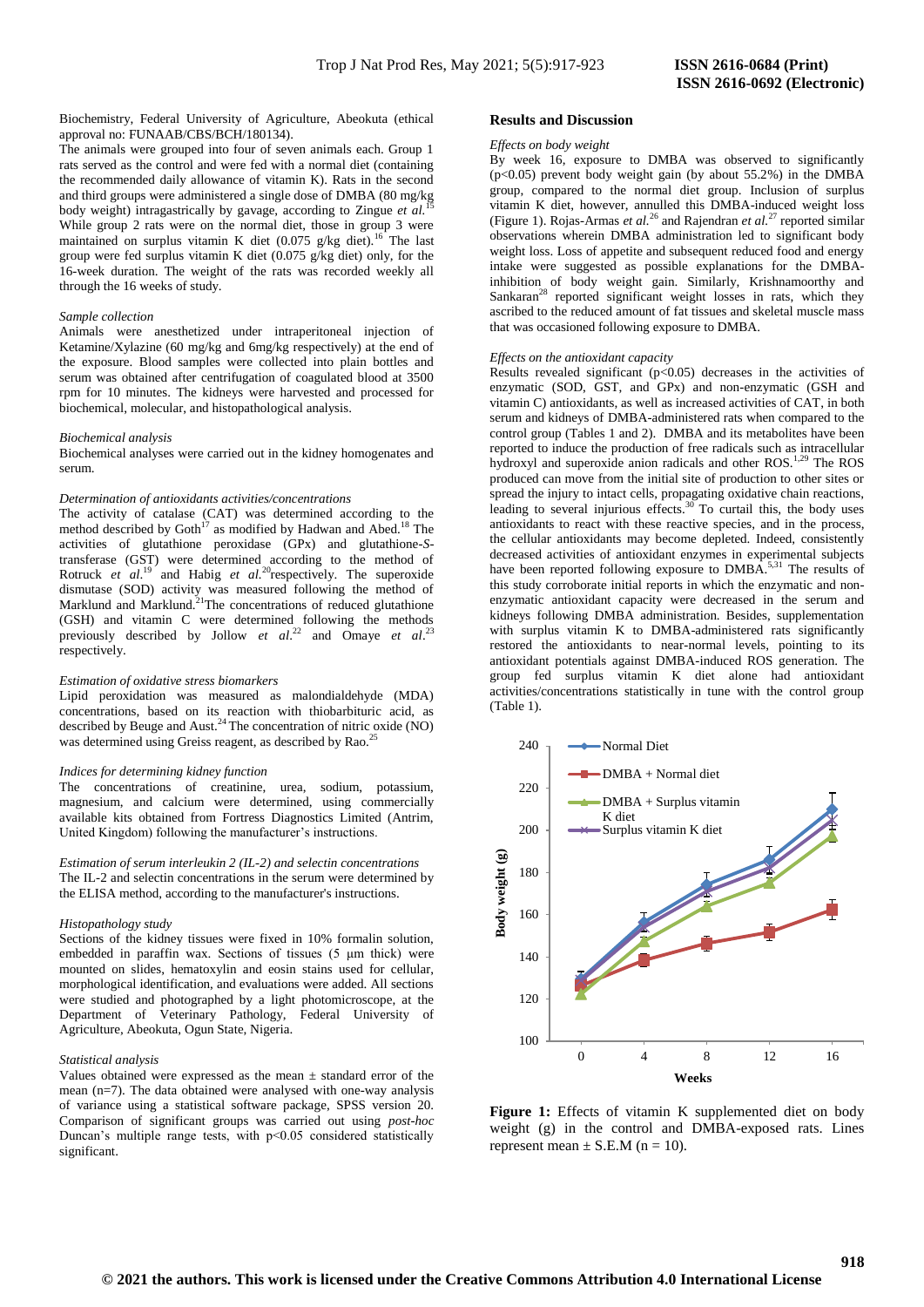Biochemistry, Federal University of Agriculture, Abeokuta (ethical approval no: FUNAAB/CBS/BCH/180134).

The animals were grouped into four of seven animals each. Group 1 rats served as the control and were fed with a normal diet (containing the recommended daily allowance of vitamin K). Rats in the second and third groups were administered a single dose of DMBA (80 mg/kg body weight) intragastrically by gavage, according to Zingue *et al.*[15] While group 2 rats were on the normal diet, those in group 3 were maintained on surplus vitamin K diet (0.075 g/kg diet).[16] The last group were fed surplus vitamin K diet (0.075 g/kg diet) only, for the 16-week duration. The weight of the rats was recorded weekly all through the 16 weeks of study.

*Sample collection*

Animals were anesthetized under intraperitoneal injection of Ketamine/Xylazine (60 mg/kg and 6mg/kg respectively) at the end of the exposure. Blood samples were collected into plain bottles and serum was obtained after centrifugation of coagulated blood at 3500 rpm for 10 minutes. The kidneys were harvested and processed for biochemical, molecular, and histopathological analysis.

*Biochemical analysis*

Biochemical analyses were carried out in the kidney homogenates and serum.

*Determination of antioxidants activities/concentrations*

The activity of catalase (CAT) was determined according to the method described by Goth[17] as modified by Hadwan and Abed.[18] The activities of glutathione peroxidase (GPx) and glutathione-*S*-transferase (GST) were determined according to the method of Rotruck *et al.*[19] and Habig *et al.*[20]respectively. The superoxide dismutase (SOD) activity was measured following the method of Marklund and Marklund.[21]The concentrations of reduced glutathione (GSH) and vitamin C were determined following the methods previously described by Jollow *et al.*[22] and Omaye *et al.*[23] respectively.

*Estimation of oxidative stress biomarkers*

Lipid peroxidation was measured as malondialdehyde (MDA) concentrations, based on its reaction with thiobarbituric acid, as described by Beuge and Aust.[24] The concentration of nitric oxide (NO) was determined using Greiss reagent, as described by Rao.[25]

*Indices for determining kidney function*

The concentrations of creatinine, urea, sodium, potassium, magnesium, and calcium were determined, using commercially available kits obtained from Fortress Diagnostics Limited (Antrim, United Kingdom) following the manufacturer's instructions.

*Estimation of serum interleukin 2 (IL-2) and selectin concentrations*

The IL-2 and selectin concentrations in the serum were determined by the ELISA method, according to the manufacturer's instructions.

*Histopathology study*

Sections of the kidney tissues were fixed in 10% formalin solution, embedded in paraffin wax. Sections of tissues (5 µm thick) were mounted on slides, hematoxylin and eosin stains used for cellular, morphological identification, and evaluations were added. All sections were studied and photographed by a light photomicroscope, at the Department of Veterinary Pathology, Federal University of Agriculture, Abeokuta, Ogun State, Nigeria.

*Statistical analysis*

Values obtained were expressed as the mean ± standard error of the mean (n=7). The data obtained were analysed with one-way analysis of variance using a statistical software package, SPSS version 20. Comparison of significant groups was carried out using *post-hoc* Duncan's multiple range tests, with $p<0.05$ considered statistically significant.

## Results and Discussion

*Effects on body weight*

By week 16, exposure to DMBA was observed to significantly ($p<0.05$) prevent body weight gain (by about 55.2%) in the DMBA group, compared to the normal diet group. Inclusion of surplus vitamin K diet, however, annulled this DMBA-induced weight loss (Figure 1). Rojas-Armas *et al.*[26] and Rajendran *et al.*[27] reported similar observations wherein DMBA administration led to significant body weight loss. Loss of appetite and subsequent reduced food and energy intake were suggested as possible explanations for the DMBA-inhibition of body weight gain. Similarly, Krishnamoorthy and Sankaran[28] reported significant weight losses in rats, which they ascribed to the reduced amount of fat tissues and skeletal muscle mass that was occasioned following exposure to DMBA.

*Effects on the antioxidant capacity*

Results revealed significant ($p<0.05$) decreases in the activities of enzymatic (SOD, GST, and GPx) and non-enzymatic (GSH and vitamin C) antioxidants, as well as increased activities of CAT, in both serum and kidneys of DMBA-administered rats when compared to the control group (Tables 1 and 2). DMBA and its metabolites have been reported to induce the production of free radicals such as intracellular hydroxyl and superoxide anion radicals and other ROS.[1,29] The ROS produced can move from the initial site of production to other sites or spread the injury to intact cells, propagating oxidative chain reactions, leading to several injurious effects.[30] To curtail this, the body uses antioxidants to react with these reactive species, and in the process, the cellular antioxidants may become depleted. Indeed, consistently decreased activities of antioxidant enzymes in experimental subjects have been reported following exposure to DMBA.[5,31] The results of this study corroborate initial reports in which the enzymatic and non-enzymatic antioxidant capacity were decreased in the serum and kidneys following DMBA administration. Besides, supplementation with surplus vitamin K to DMBA-administered rats significantly restored the antioxidants to near-normal levels, pointing to its antioxidant potentials against DMBA-induced ROS generation. The group fed surplus vitamin K diet alone had antioxidant activities/concentrations statistically in tune with the control group (Table 1).

**Figure 1:** Effects of vitamin K supplemented diet on body weight (g) in the control and DMBA-exposed rats. Lines represent mean ± S.E.M (n = 10).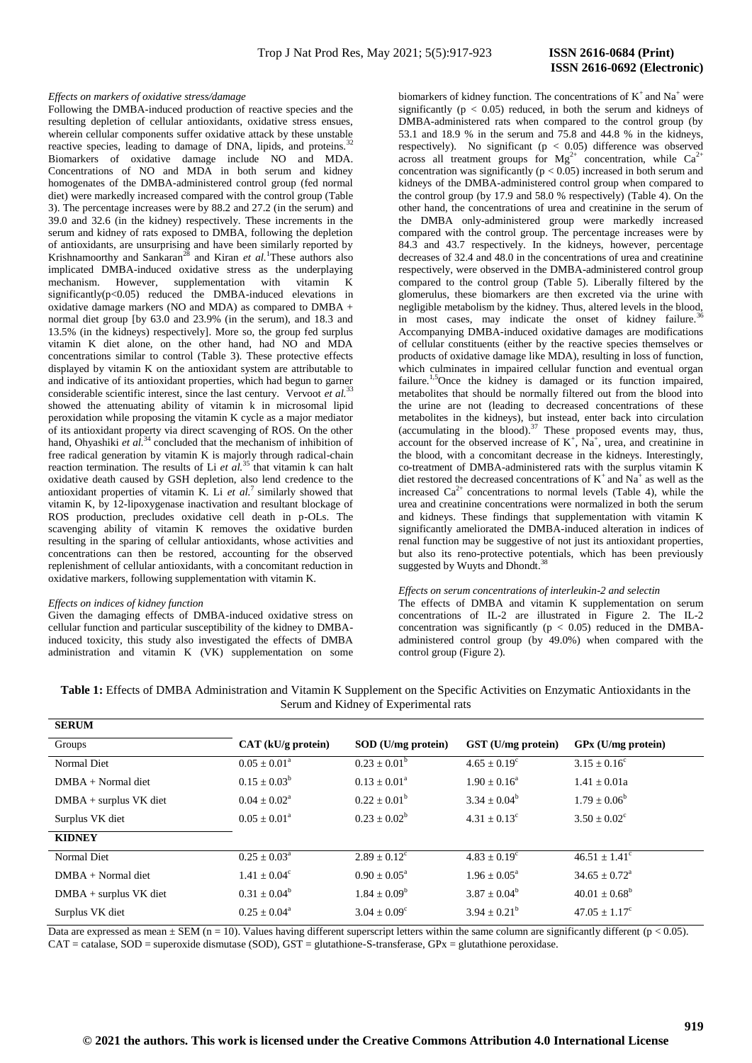*Effects on markers of oxidative stress/damage*

Following the DMBA-induced production of reactive species and the resulting depletion of cellular antioxidants, oxidative stress ensues, wherein cellular components suffer oxidative attack by these unstable reactive species, leading to damage of DNA, lipids, and proteins.[32] Biomarkers of oxidative damage include NO and MDA. Concentrations of NO and MDA in both serum and kidney homogenates of the DMBA-administered control group (fed normal diet) were markedly increased compared with the control group (Table 3). The percentage increases were by 88.2 and 27.2 (in the serum) and 39.0 and 32.6 (in the kidney) respectively. These increments in the serum and kidney of rats exposed to DMBA, following the depletion of antioxidants, are unsurprising and have been similarly reported by Krishnamoorthy and Sankaran[28] and Kiran *et al.*[1] These authors also implicated DMBA-induced oxidative stress as the underplaying mechanism. However, supplementation with vitamin K significantly($p<0.05$) reduced the DMBA-induced elevations in oxidative damage markers (NO and MDA) as compared to DMBA + normal diet group [by 63.0 and 23.9% (in the serum), and 18.3 and 13.5% (in the kidneys) respectively]. More so, the group fed surplus vitamin K diet alone, on the other hand, had NO and MDA concentrations similar to control (Table 3). These protective effects displayed by vitamin K on the antioxidant system are attributable to and indicative of its antioxidant properties, which had begun to garner considerable scientific interest, since the last century. Vervoot *et al.*[33] showed the attenuating ability of vitamin k in microsomal lipid peroxidation while proposing the vitamin K cycle as a major mediator of its antioxidant property via direct scavenging of ROS. On the other hand, Ohyashiki *et al.*[34] concluded that the mechanism of inhibition of free radical generation by vitamin K is majorly through radical-chain reaction termination. The results of Li *et al.*[35] that vitamin k can halt oxidative death caused by GSH depletion, also lend credence to the antioxidant properties of vitamin K. Li *et al.*[7] similarly showed that vitamin K, by 12-lipoxygenase inactivation and resultant blockage of ROS production, precludes oxidative cell death in p-OLs. The scavenging ability of vitamin K removes the oxidative burden resulting in the sparing of cellular antioxidants, whose activities and concentrations can then be restored, accounting for the observed replenishment of cellular antioxidants, with a concomitant reduction in oxidative markers, following supplementation with vitamin K.

*Effects on indices of kidney function*

Given the damaging effects of DMBA-induced oxidative stress on cellular function and particular susceptibility of the kidney to DMBA-induced toxicity, this study also investigated the effects of DMBA administration and vitamin K (VK) supplementation on some biomarkers of kidney function. The concentrations of $K^+$ and $Na^+$ were significantly ($p < 0.05$) reduced, in both the serum and kidneys of DMBA-administered rats when compared to the control group (by 53.1 and 18.9 % in the serum and 75.8 and 44.8 % in the kidneys, respectively). No significant ($p < 0.05$) difference was observed across all treatment groups for $Mg^{2+}$ concentration, while $Ca^{2+}$ concentration was significantly ($p < 0.05$) increased in both serum and kidneys of the DMBA-administered control group when compared to the control group (by 17.9 and 58.0 % respectively) (Table 4). On the other hand, the concentrations of urea and creatinine in the serum of the DMBA only-administered group were markedly increased compared with the control group. The percentage increases were by 84.3 and 43.7 respectively. In the kidneys, however, percentage decreases of 32.4 and 48.0 in the concentrations of urea and creatinine respectively, were observed in the DMBA-administered control group compared to the control group (Table 5). Liberally filtered by the glomerulus, these biomarkers are then excreted via the urine with negligible metabolism by the kidney. Thus, altered levels in the blood, in most cases, may indicate the onset of kidney failure.[36] Accompanying DMBA-induced oxidative damages are modifications of cellular constituents (either by the reactive species themselves or products of oxidative damage like MDA), resulting in loss of function, which culminates in impaired cellular function and eventual organ failure.[1,5] Once the kidney is damaged or its function impaired, metabolites that should be normally filtered out from the blood into the urine are not (leading to decreased concentrations of these metabolites in the kidneys), but instead, enter back into circulation (accumulating in the blood).[37] These proposed events may, thus, account for the observed increase of $K^+$, $Na^+$, urea, and creatinine in the blood, with a concomitant decrease in the kidneys. Interestingly, co-treatment of DMBA-administered rats with the surplus vitamin K diet restored the decreased concentrations of $K^+$ and $Na^+$ as well as the increased $Ca^{2+}$ concentrations to normal levels (Table 4), while the urea and creatinine concentrations were normalized in both the serum and kidneys. These findings that supplementation with vitamin K significantly ameliorated the DMBA-induced alteration in indices of renal function may be suggestive of not just its antioxidant properties, but also its reno-protective potentials, which has been previously suggested by Wuyts and Dhondt.[38]

*Effects on serum concentrations of interleukin-2 and selectin*

The effects of DMBA and vitamin K supplementation on serum concentrations of IL-2 are illustrated in Figure 2. The IL-2 concentration was significantly ($p < 0.05$) reduced in the DMBA-administered control group (by 49.0%) when compared with the control group (Figure 2).

**Table 1:** Effects of DMBA Administration and Vitamin K Supplement on the Specific Activities on Enzymatic Antioxidants in the Serum and Kidney of Experimental rats

| Groups | CAT (kU/g protein) | SOD (U/mg protein) | GST (U/mg protein) | GPx (U/mg protein) |
|---|---|---|---|---|
| **SERUM** | | | | |
| Normal Diet | $0.05 \pm 0.01^a$ | $0.23 \pm 0.01^b$ | $4.65 \pm 0.19^c$ | $3.15 \pm 0.16^c$ |
| DMBA + Normal diet | $0.15 \pm 0.03^b$ | $0.13 \pm 0.01^a$ | $1.90 \pm 0.16^a$ | 1.41 ± 0.01a |
| DMBA + surplus VK diet | $0.04 \pm 0.02^a$ | $0.22 \pm 0.01^b$ | $3.34 \pm 0.04^b$ | $1.79 \pm 0.06^b$ |
| Surplus VK diet | $0.05 \pm 0.01^a$ | $0.23 \pm 0.02^b$ | $4.31 \pm 0.13^c$ | $3.50 \pm 0.02^c$ |
| **KIDNEY** | | | | |
| Normal Diet | $0.25 \pm 0.03^a$ | $2.89 \pm 0.12^c$ | $4.83 \pm 0.19^c$ | $46.51 \pm 1.41^c$ |
| DMBA + Normal diet | $1.41 \pm 0.04^c$ | $0.90 \pm 0.05^a$ | $1.96 \pm 0.05^a$ | $34.65 \pm 0.72^a$ |
| DMBA + surplus VK diet | $0.31 \pm 0.04^b$ | $1.84 \pm 0.09^b$ | $3.87 \pm 0.04^b$ | $40.01 \pm 0.68^b$ |
| Surplus VK diet | $0.25 \pm 0.04^a$ | $3.04 \pm 0.09^c$ | $3.94 \pm 0.21^b$ | $47.05 \pm 1.17^c$ |

Data are expressed as mean ± SEM (n = 10). Values having different superscript letters within the same column are significantly different ($p < 0.05$). CAT = catalase, SOD = superoxide dismutase (SOD), GST = glutathione-S-transferase, GPx = glutathione peroxidase.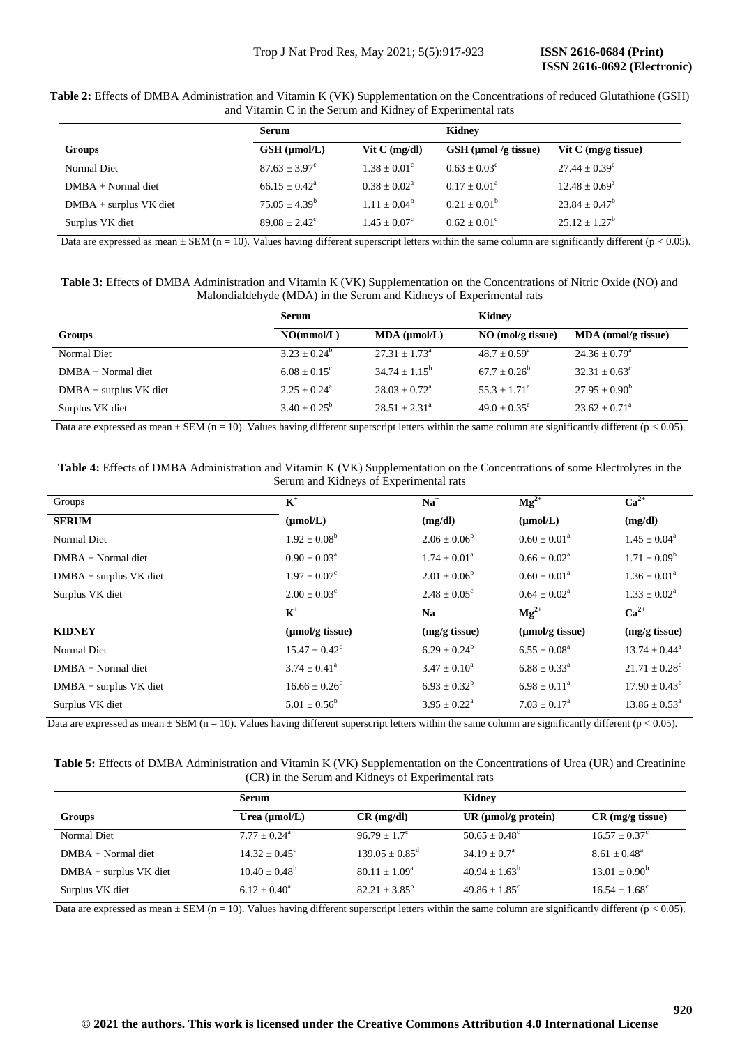**Table 2:** Effects of DMBA Administration and Vitamin K (VK) Supplementation on the Concentrations of reduced Glutathione (GSH) and Vitamin C in the Serum and Kidney of Experimental rats

| | Serum | | Kidney | |
|---|---|---|---|---|
| **Groups** | **GSH (μmol/L)** | **Vit C (mg/dl)** | **GSH (μmol /g tissue)** | **Vit C (mg/g tissue)** |
| Normal Diet | $87.63 \pm 3.97^{c}$ | $1.38 \pm 0.01^{c}$ | $0.63 \pm 0.03^{c}$ | $27.44 \pm 0.39^{c}$ |
| DMBA + Normal diet | $66.15 \pm 0.42^{a}$ | $0.38 \pm 0.02^{a}$ | $0.17 \pm 0.01^{a}$ | $12.48 \pm 0.69^{a}$ |
| DMBA + surplus VK diet | $75.05 \pm 4.39^{b}$ | $1.11 \pm 0.04^{b}$ | $0.21 \pm 0.01^{b}$ | $23.84 \pm 0.47^{b}$ |
| Surplus VK diet | $89.08 \pm 2.42^{c}$ | $1.45 \pm 0.07^{c}$ | $0.62 \pm 0.01^{c}$ | $25.12 \pm 1.27^{b}$ |

Data are expressed as mean ± SEM (n = 10). Values having different superscript letters within the same column are significantly different ($p < 0.05$).

**Table 3:** Effects of DMBA Administration and Vitamin K (VK) Supplementation on the Concentrations of Nitric Oxide (NO) and Malondialdehyde (MDA) in the Serum and Kidneys of Experimental rats

| | Serum | | Kidney | |
|---|---|---|---|---|
| **Groups** | **NO(mmol/L)** | **MDA (μmol/L)** | **NO (mol/g tissue)** | **MDA (nmol/g tissue)** |
| Normal Diet | $3.23 \pm 0.24^{b}$ | $27.31 \pm 1.73^{a}$ | $48.7 \pm 0.59^{a}$ | $24.36 \pm 0.79^{a}$ |
| DMBA + Normal diet | $6.08 \pm 0.15^{c}$ | $34.74 \pm 1.15^{b}$ | $67.7 \pm 0.26^{b}$ | $32.31 \pm 0.63^{c}$ |
| DMBA + surplus VK diet | $2.25 \pm 0.24^{a}$ | $28.03 \pm 0.72^{a}$ | $55.3 \pm 1.71^{a}$ | $27.95 \pm 0.90^{b}$ |
| Surplus VK diet | $3.40 \pm 0.25^{b}$ | $28.51 \pm 2.31^{a}$ | $49.0 \pm 0.35^{a}$ | $23.62 \pm 0.71^{a}$ |

Data are expressed as mean ± SEM (n = 10). Values having different superscript letters within the same column are significantly different ($p < 0.05$).

**Table 4:** Effects of DMBA Administration and Vitamin K (VK) Supplementation on the Concentrations of some Electrolytes in the Serum and Kidneys of Experimental rats

| Groups | $K^+$ | $Na^+$ | $Mg^{2+}$ | $Ca^{2+}$ |
|---|---|---|---|---|
| **SERUM** | **(μmol/L)** | **(mg/dl)** | **(μmol/L)** | **(mg/dl)** |
| Normal Diet | $1.92 \pm 0.08^{b}$ | $2.06 \pm 0.06^{b}$ | $0.60 \pm 0.01^{a}$ | $1.45 \pm 0.04^{a}$ |
| DMBA + Normal diet | $0.90 \pm 0.03^{a}$ | $1.74 \pm 0.01^{a}$ | $0.66 \pm 0.02^{a}$ | $1.71 \pm 0.09^{b}$ |
| DMBA + surplus VK diet | $1.97 \pm 0.07^{c}$ | $2.01 \pm 0.06^{b}$ | $0.60 \pm 0.01^{a}$ | $1.36 \pm 0.01^{a}$ |
| Surplus VK diet | $2.00 \pm 0.03^{c}$ | $2.48 \pm 0.05^{c}$ | $0.64 \pm 0.02^{a}$ | $1.33 \pm 0.02^{a}$ |
| | $K^+$ | $Na^+$ | $Mg^{2+}$ | $Ca^{2+}$ |
| **KIDNEY** | **(μmol/g tissue)** | **(mg/g tissue)** | **(μmol/g tissue)** | **(mg/g tissue)** |
| Normal Diet | $15.47 \pm 0.42^{c}$ | $6.29 \pm 0.24^{b}$ | $6.55 \pm 0.08^{a}$ | $13.74 \pm 0.44^{a}$ |
| DMBA + Normal diet | $3.74 \pm 0.41^{a}$ | $3.47 \pm 0.10^{a}$ | $6.88 \pm 0.33^{a}$ | $21.71 \pm 0.28^{c}$ |
| DMBA + surplus VK diet | $16.66 \pm 0.26^{c}$ | $6.93 \pm 0.32^{b}$ | $6.98 \pm 0.11^{a}$ | $17.90 \pm 0.43^{b}$ |
| Surplus VK diet | $5.01 \pm 0.56^{b}$ | $3.95 \pm 0.22^{a}$ | $7.03 \pm 0.17^{a}$ | $13.86 \pm 0.53^{a}$ |

Data are expressed as mean ± SEM (n = 10). Values having different superscript letters within the same column are significantly different ($p < 0.05$).

**Table 5:** Effects of DMBA Administration and Vitamin K (VK) Supplementation on the Concentrations of Urea (UR) and Creatinine (CR) in the Serum and Kidneys of Experimental rats

| | Serum | | Kidney | |
|---|---|---|---|---|
| **Groups** | **Urea (μmol/L)** | **CR (mg/dl)** | **UR (μmol/g protein)** | **CR (mg/g tissue)** |
| Normal Diet | $7.77 \pm 0.24^{a}$ | $96.79 \pm 1.7^{c}$ | $50.65 \pm 0.48^{c}$ | $16.57 \pm 0.37^{c}$ |
| DMBA + Normal diet | $14.32 \pm 0.45^{c}$ | $139.05 \pm 0.85^{d}$ | $34.19 \pm 0.7^{a}$ | $8.61 \pm 0.48^{a}$ |
| DMBA + surplus VK diet | $10.40 \pm 0.48^{b}$ | $80.11 \pm 1.09^{a}$ | $40.94 \pm 1.63^{b}$ | $13.01 \pm 0.90^{b}$ |
| Surplus VK diet | $6.12 \pm 0.40^{a}$ | $82.21 \pm 3.85^{b}$ | $49.86 \pm 1.85^{c}$ | $16.54 \pm 1.68^{c}$ |

Data are expressed as mean ± SEM (n = 10). Values having different superscript letters within the same column are significantly different ($p < 0.05$).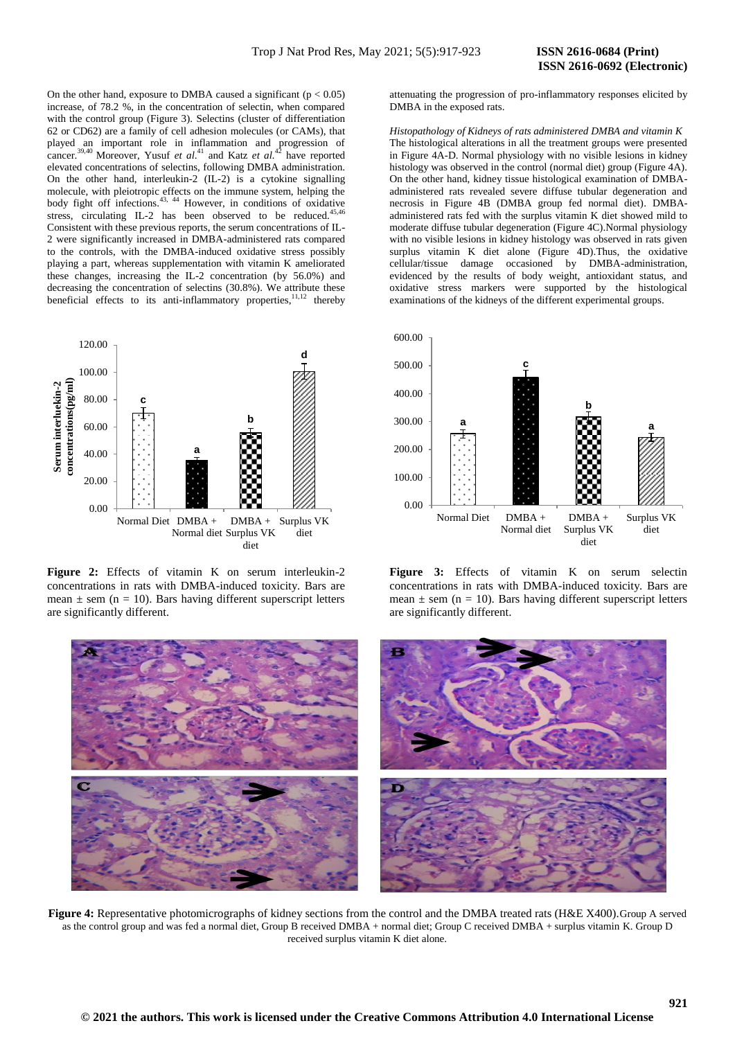On the other hand, exposure to DMBA caused a significant ($p < 0.05$) increase, of 78.2 %, in the concentration of selectin, when compared with the control group (Figure 3). Selectins (cluster of differentiation 62 or CD62) are a family of cell adhesion molecules (or CAMs), that played an important role in inflammation and progression of cancer.[39,40] Moreover, Yusuf *et al*.[41] and Katz *et al*.[42] have reported elevated concentrations of selectins, following DMBA administration. On the other hand, interleukin-2 (IL-2) is a cytokine signalling molecule, with pleiotropic effects on the immune system, helping the body fight off infections.[43, 44] However, in conditions of oxidative stress, circulating IL-2 has been observed to be reduced.[45,46] Consistent with these previous reports, the serum concentrations of IL-2 were significantly increased in DMBA-administered rats compared to the controls, with the DMBA-induced oxidative stress possibly playing a part, whereas supplementation with vitamin K ameliorated these changes, increasing the IL-2 concentration (by 56.0%) and decreasing the concentration of selectins (30.8%). We attribute these beneficial effects to its anti-inflammatory properties,[11,12] thereby attenuating the progression of pro-inflammatory responses elicited by DMBA in the exposed rats.

*Histopathology of Kidneys of rats administered DMBA and vitamin K*

The histological alterations in all the treatment groups were presented in Figure 4A-D. Normal physiology with no visible lesions in kidney histology was observed in the control (normal diet) group (Figure 4A). On the other hand, kidney tissue histological examination of DMBA-administered rats revealed severe diffuse tubular degeneration and necrosis in Figure 4B (DMBA group fed normal diet). DMBA-administered rats fed with the surplus vitamin K diet showed mild to moderate diffuse tubular degeneration (Figure 4C).Normal physiology with no visible lesions in kidney histology was observed in rats given surplus vitamin K diet alone (Figure 4D).Thus, the oxidative cellular/tissue damage occasioned by DMBA-administration, evidenced by the results of body weight, antioxidant status, and oxidative stress markers were supported by the histological examinations of the kidneys of the different experimental groups.

**Figure 2:** Effects of vitamin K on serum interleukin-2 concentrations in rats with DMBA-induced toxicity. Bars are mean ± sem (n = 10). Bars having different superscript letters are significantly different.

**Figure 3:** Effects of vitamin K on serum selectin concentrations in rats with DMBA-induced toxicity. Bars are mean ± sem (n = 10). Bars having different superscript letters are significantly different.

**Figure 4:** Representative photomicrographs of kidney sections from the control and the DMBA treated rats (H&E X400).Group A served as the control group and was fed a normal diet, Group B received DMBA + normal diet; Group C received DMBA + surplus vitamin K. Group D received surplus vitamin K diet alone.

**© 2021 the authors. This work is licensed under the Creative Commons Attribution 4.0 International License**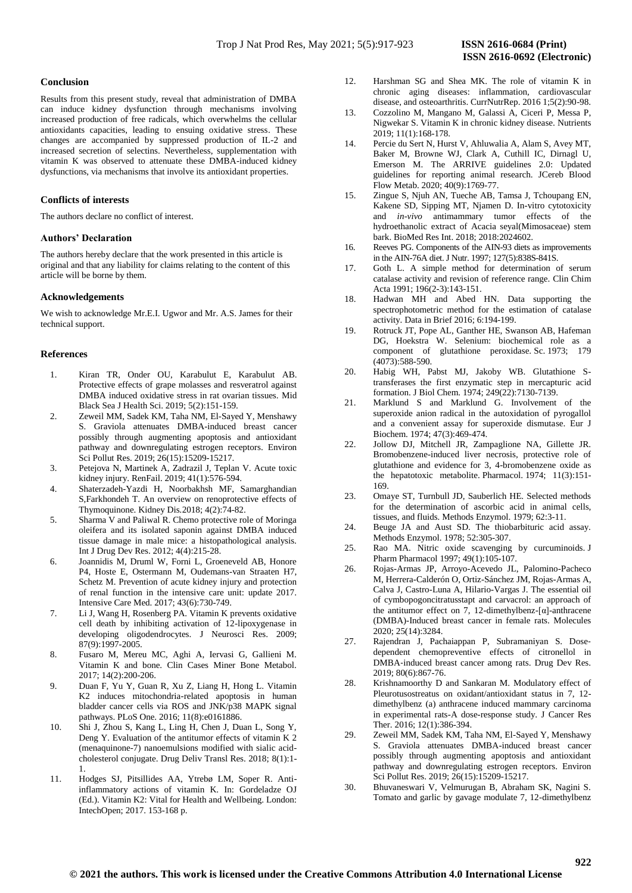## Conclusion

Results from this present study, reveal that administration of DMBA can induce kidney dysfunction through mechanisms involving increased production of free radicals, which overwhelms the cellular antioxidants capacities, leading to ensuing oxidative stress. These changes are accompanied by suppressed production of IL-2 and increased secretion of selectins. Nevertheless, supplementation with vitamin K was observed to attenuate these DMBA-induced kidney dysfunctions, via mechanisms that involve its antioxidant properties.

## Conflicts of interests

The authors declare no conflict of interest.

## Authors' Declaration

The authors hereby declare that the work presented in this article is original and that any liability for claims relating to the content of this article will be borne by them.

## Acknowledgements

We wish to acknowledge Mr.E.I. Ugwor and Mr. A.S. James for their technical support.

## References

1. Kiran TR, Onder OU, Karabulut E, Karabulut AB. Protective effects of grape molasses and resveratrol against DMBA induced oxidative stress in rat ovarian tissues. Mid Black Sea J Health Sci. 2019; 5(2):151-159.
2. Zeweil MM, Sadek KM, Taha NM, El-Sayed Y, Menshawy S. Graviola attenuates DMBA-induced breast cancer possibly through augmenting apoptosis and antioxidant pathway and downregulating estrogen receptors. Environ Sci Pollut Res. 2019; 26(15):15209-15217.
3. Petejova N, Martinek A, Zadrazil J, Teplan V. Acute toxic kidney injury. RenFail. 2019; 41(1):576-594.
4. Shaterzadeh-Yazdi H, Noorbakhsh MF, Samarghandian S,Farkhondeh T. An overview on renoprotective effects of Thymoquinone. Kidney Dis.2018; 4(2):74-82.
5. Sharma V and Paliwal R. Chemo protective role of Moringa oleifera and its isolated saponin against DMBA induced tissue damage in male mice: a histopathological analysis. Int J Drug Dev Res. 2012; 4(4):215-28.
6. Joannidis M, Druml W, Forni L, Groeneveld AB, Honore P4, Hoste E, Ostermann M, Oudemans-van Straaten H7, Schetz M. Prevention of acute kidney injury and protection of renal function in the intensive care unit: update 2017. Intensive Care Med. 2017; 43(6):730-749.
7. Li J, Wang H, Rosenberg PA. Vitamin K prevents oxidative cell death by inhibiting activation of 12-lipoxygenase in developing oligodendrocytes. J Neurosci Res. 2009; 87(9):1997-2005.
8. Fusaro M, Mereu MC, Aghi A, Iervasi G, Gallieni M. Vitamin K and bone. Clin Cases Miner Bone Metabol. 2017; 14(2):200-206.
9. Duan F, Yu Y, Guan R, Xu Z, Liang H, Hong L. Vitamin K2 induces mitochondria-related apoptosis in human bladder cancer cells via ROS and JNK/p38 MAPK signal pathways. PLoS One. 2016; 11(8):e0161886.
10. Shi J, Zhou S, Kang L, Ling H, Chen J, Duan L, Song Y, Deng Y. Evaluation of the antitumor effects of vitamin K 2 (menaquinone-7) nanoemulsions modified with sialic acid-cholesterol conjugate. Drug Deliv Transl Res. 2018; 8(1):1-1.
11. Hodges SJ, Pitsillides AA, Ytrebø LM, Soper R. Anti-inflammatory actions of vitamin K. In: Gordeladze OJ (Ed.). Vitamin K2: Vital for Health and Wellbeing. London: IntechOpen; 2017. 153-168 p.
12. Harshman SG and Shea MK. The role of vitamin K in chronic aging diseases: inflammation, cardiovascular disease, and osteoarthritis. CurrNutrRep. 2016 1;5(2):90-98.
13. Cozzolino M, Mangano M, Galassi A, Ciceri P, Messa P, Nigwekar S. Vitamin K in chronic kidney disease. Nutrients 2019; 11(1):168-178.
14. Percie du Sert N, Hurst V, Ahluwalia A, Alam S, Avey MT, Baker M, Browne WJ, Clark A, Cuthill IC, Dirnagl U, Emerson M. The ARRIVE guidelines 2.0: Updated guidelines for reporting animal research. JCereb Blood Flow Metab. 2020; 40(9):1769-77.
15. Zingue S, Njuh AN, Tueche AB, Tamsa J, Tchoupang EN, Kakene SD, Sipping MT, Njamen D. In-vitro cytotoxicity and *in-vivo* antimammary tumor effects of the hydroethanolic extract of Acacia seyal(Mimosaceae) stem bark. BioMed Res Int. 2018; 2018:2024602.
16. Reeves PG. Components of the AIN-93 diets as improvements in the AIN-76A diet. J Nutr. 1997; 127(5):838S-841S.
17. Goth L. A simple method for determination of serum catalase activity and revision of reference range. Clin Chim Acta 1991; 196(2-3):143-151.
18. Hadwan MH and Abed HN. Data supporting the spectrophotometric method for the estimation of catalase activity. Data in Brief 2016; 6:194-199.
19. Rotruck JT, Pope AL, Ganther HE, Swanson AB, Hafeman DG, Hoekstra W. Selenium: biochemical role as a component of glutathione peroxidase. Sc. 1973; 179 (4073):588-590.
20. Habig WH, Pabst MJ, Jakoby WB. Glutathione S-transferases the first enzymatic step in mercapturic acid formation. J Biol Chem. 1974; 249(22):7130-7139.
21. Marklund S and Marklund G. Involvement of the superoxide anion radical in the autoxidation of pyrogallol and a convenient assay for superoxide dismutase. Eur J Biochem. 1974; 47(3):469-474.
22. Jollow DJ, Mitchell JR, Zampaglione NA, Gillette JR. Bromobenzene-induced liver necrosis, protective role of glutathione and evidence for 3, 4-bromobenzene oxide as the hepatotoxic metabolite. Pharmacol. 1974; 11(3):151-169.
23. Omaye ST, Turnbull JD, Sauberlich HE. Selected methods for the determination of ascorbic acid in animal cells, tissues, and fluids. Methods Enzymol. 1979; 62:3-11.
24. Beuge JA and Aust SD. The thiobarbituric acid assay. Methods Enzymol. 1978; 52:305-307.
25. Rao MA. Nitric oxide scavenging by curcuminoids. J Pharm Pharmacol 1997; 49(1):105-107.
26. Rojas-Armas JP, Arroyo-Acevedo JL, Palomino-Pacheco M, Herrera-Calderón O, Ortiz-Sánchez JM, Rojas-Armas A, Calva J, Castro-Luna A, Hilario-Vargas J. The essential oil of cymbopogoncitratusstapt and carvacrol: an approach of the antitumor effect on 7, 12-dimethylbenz-[α]-anthracene (DMBA)-Induced breast cancer in female rats. Molecules 2020; 25(14):3284.
27. Rajendran J, Pachaiappan P, Subramaniyan S. Dose-dependent chemopreventive effects of citronellol in DMBA-induced breast cancer among rats. Drug Dev Res. 2019; 80(6):867-76.
28. Krishnamoorthy D and Sankaran M. Modulatory effect of Pleurotusostreatus on oxidant/antioxidant status in 7, 12-dimethylbenz (a) anthracene induced mammary carcinoma in experimental rats-A dose-response study. J Cancer Res Ther. 2016; 12(1):386-394.
29. Zeweil MM, Sadek KM, Taha NM, El-Sayed Y, Menshawy S. Graviola attenuates DMBA-induced breast cancer possibly through augmenting apoptosis and antioxidant pathway and downregulating estrogen receptors. Environ Sci Pollut Res. 2019; 26(15):15209-15217.
30. Bhuvaneswari V, Velmurugan B, Abraham SK, Nagini S. Tomato and garlic by gavage modulate 7, 12-dimethylbenz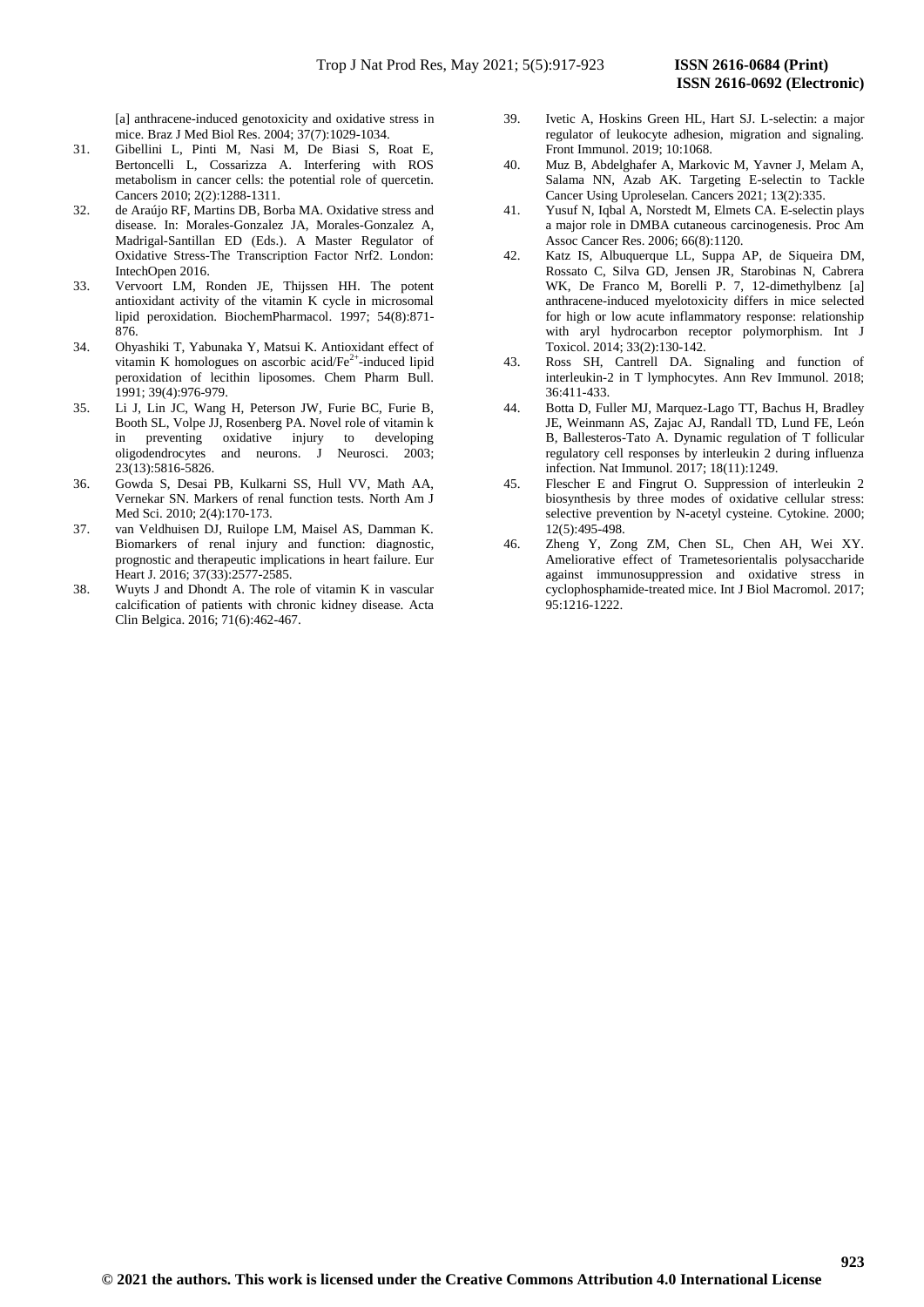[a] anthracene-induced genotoxicity and oxidative stress in mice. Braz J Med Biol Res. 2004; 37(7):1029-1034.

31. Gibellini L, Pinti M, Nasi M, De Biasi S, Roat E, Bertoncelli L, Cossarizza A. Interfering with ROS metabolism in cancer cells: the potential role of quercetin. Cancers 2010; 2(2):1288-1311.
32. de Araújo RF, Martins DB, Borba MA. Oxidative stress and disease. In: Morales-Gonzalez JA, Morales-Gonzalez A, Madrigal-Santillan ED (Eds.). A Master Regulator of Oxidative Stress-The Transcription Factor Nrf2. London: IntechOpen 2016.
33. Vervoort LM, Ronden JE, Thijssen HH. The potent antioxidant activity of the vitamin K cycle in microsomal lipid peroxidation. BiochemPharmacol. 1997; 54(8):871-876.
34. Ohyashiki T, Yabunaka Y, Matsui K. Antioxidant effect of vitamin K homologues on ascorbic acid/$Fe^{2+}$-induced lipid peroxidation of lecithin liposomes. Chem Pharm Bull. 1991; 39(4):976-979.
35. Li J, Lin JC, Wang H, Peterson JW, Furie BC, Furie B, Booth SL, Volpe JJ, Rosenberg PA. Novel role of vitamin k in preventing oxidative injury to developing oligodendrocytes and neurons. J Neurosci. 2003; 23(13):5816-5826.
36. Gowda S, Desai PB, Kulkarni SS, Hull VV, Math AA, Vernekar SN. Markers of renal function tests. North Am J Med Sci. 2010; 2(4):170-173.
37. van Veldhuisen DJ, Ruilope LM, Maisel AS, Damman K. Biomarkers of renal injury and function: diagnostic, prognostic and therapeutic implications in heart failure. Eur Heart J. 2016; 37(33):2577-2585.
38. Wuyts J and Dhondt A. The role of vitamin K in vascular calcification of patients with chronic kidney disease. Acta Clin Belgica. 2016; 71(6):462-467.
39. Ivetic A, Hoskins Green HL, Hart SJ. L-selectin: a major regulator of leukocyte adhesion, migration and signaling. Front Immunol. 2019; 10:1068.
40. Muz B, Abdelghafer A, Markovic M, Yavner J, Melam A, Salama NN, Azab AK. Targeting E-selectin to Tackle Cancer Using Uproleselan. Cancers 2021; 13(2):335.
41. Yusuf N, Iqbal A, Norstedt M, Elmets CA. E-selectin plays a major role in DMBA cutaneous carcinogenesis. Proc Am Assoc Cancer Res. 2006; 66(8):1120.
42. Katz IS, Albuquerque LL, Suppa AP, de Siqueira DM, Rossato C, Silva GD, Jensen JR, Starobinas N, Cabrera WK, De Franco M, Borelli P. 7, 12-dimethylbenz [a] anthracene-induced myelotoxicity differs in mice selected for high or low acute inflammatory response: relationship with aryl hydrocarbon receptor polymorphism. Int J Toxicol. 2014; 33(2):130-142.
43. Ross SH, Cantrell DA. Signaling and function of interleukin-2 in T lymphocytes. Ann Rev Immunol. 2018; 36:411-433.
44. Botta D, Fuller MJ, Marquez-Lago TT, Bachus H, Bradley JE, Weinmann AS, Zajac AJ, Randall TD, Lund FE, León B, Ballesteros-Tato A. Dynamic regulation of T follicular regulatory cell responses by interleukin 2 during influenza infection. Nat Immunol. 2017; 18(11):1249.
45. Flescher E and Fingrut O. Suppression of interleukin 2 biosynthesis by three modes of oxidative cellular stress: selective prevention by N-acetyl cysteine. Cytokine. 2000; 12(5):495-498.
46. Zheng Y, Zong ZM, Chen SL, Chen AH, Wei XY. Ameliorative effect of Trametesorientalis polysaccharide against immunosuppression and oxidative stress in cyclophosphamide-treated mice. Int J Biol Macromol. 2017; 95:1216-1222.